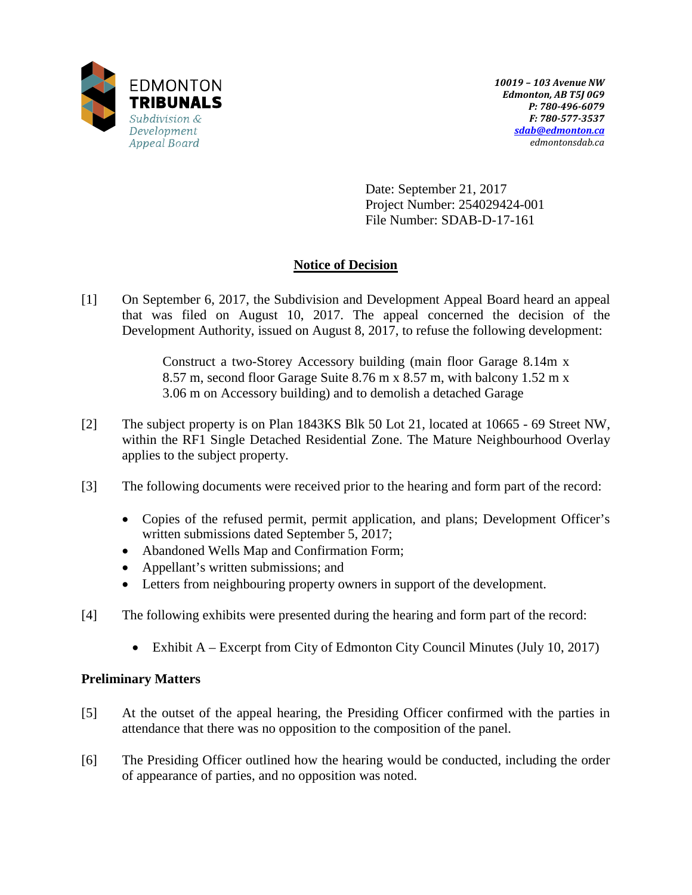EDMONTON **TRIBUNALS**
*Subdivision & Development Appeal Board*

*10019 – 103 Avenue NW*
*Edmonton, AB T5J 0G9*
*P: 780-496-6079*
*F: 780-577-3537*
*sdab@edmonton.ca*
*edmontonsdab.ca*

Date: September 21, 2017
Project Number: 254029424-001
File Number: SDAB-D-17-161

## Notice of Decision

[1] On September 6, 2017, the Subdivision and Development Appeal Board heard an appeal that was filed on August 10, 2017. The appeal concerned the decision of the Development Authority, issued on August 8, 2017, to refuse the following development:

> Construct a two-Storey Accessory building (main floor Garage 8.14m x 8.57 m, second floor Garage Suite 8.76 m x 8.57 m, with balcony 1.52 m x 3.06 m on Accessory building) and to demolish a detached Garage

[2] The subject property is on Plan 1843KS Blk 50 Lot 21, located at 10665 - 69 Street NW, within the RF1 Single Detached Residential Zone. The Mature Neighbourhood Overlay applies to the subject property.

[3] The following documents were received prior to the hearing and form part of the record:

- Copies of the refused permit, permit application, and plans; Development Officer's written submissions dated September 5, 2017;
- Abandoned Wells Map and Confirmation Form;
- Appellant's written submissions; and
- Letters from neighbouring property owners in support of the development.

[4] The following exhibits were presented during the hearing and form part of the record:

- Exhibit A – Excerpt from City of Edmonton City Council Minutes (July 10, 2017)

### Preliminary Matters

[5] At the outset of the appeal hearing, the Presiding Officer confirmed with the parties in attendance that there was no opposition to the composition of the panel.

[6] The Presiding Officer outlined how the hearing would be conducted, including the order of appearance of parties, and no opposition was noted.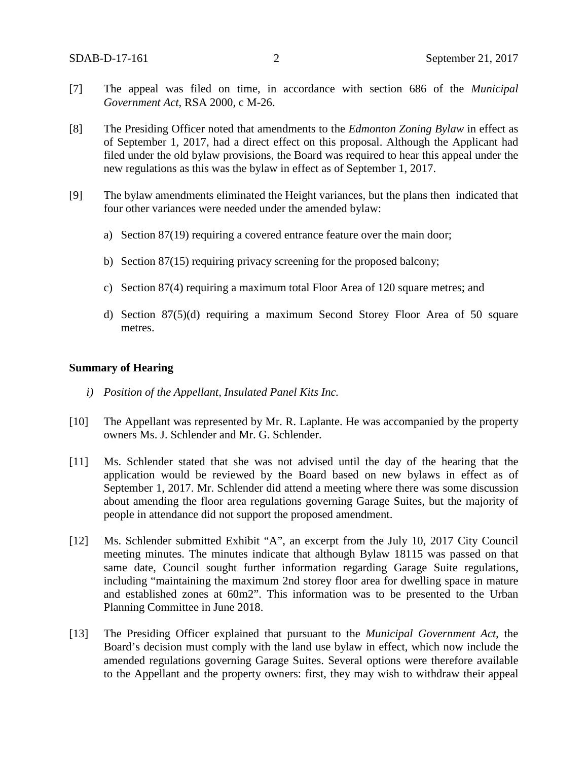[7] The appeal was filed on time, in accordance with section 686 of the *Municipal Government Act*, RSA 2000, c M-26.

[8] The Presiding Officer noted that amendments to the *Edmonton Zoning Bylaw* in effect as of September 1, 2017, had a direct effect on this proposal. Although the Applicant had filed under the old bylaw provisions, the Board was required to hear this appeal under the new regulations as this was the bylaw in effect as of September 1, 2017.

[9] The bylaw amendments eliminated the Height variances, but the plans then indicated that four other variances were needed under the amended bylaw:

a) Section 87(19) requiring a covered entrance feature over the main door;

b) Section 87(15) requiring privacy screening for the proposed balcony;

c) Section 87(4) requiring a maximum total Floor Area of 120 square metres; and

d) Section 87(5)(d) requiring a maximum Second Storey Floor Area of 50 square metres.

**Summary of Hearing**

*i) Position of the Appellant, Insulated Panel Kits Inc.*

[10] The Appellant was represented by Mr. R. Laplante. He was accompanied by the property owners Ms. J. Schlender and Mr. G. Schlender.

[11] Ms. Schlender stated that she was not advised until the day of the hearing that the application would be reviewed by the Board based on new bylaws in effect as of September 1, 2017. Mr. Schlender did attend a meeting where there was some discussion about amending the floor area regulations governing Garage Suites, but the majority of people in attendance did not support the proposed amendment.

[12] Ms. Schlender submitted Exhibit "A", an excerpt from the July 10, 2017 City Council meeting minutes. The minutes indicate that although Bylaw 18115 was passed on that same date, Council sought further information regarding Garage Suite regulations, including "maintaining the maximum 2nd storey floor area for dwelling space in mature and established zones at 60m2". This information was to be presented to the Urban Planning Committee in June 2018.

[13] The Presiding Officer explained that pursuant to the *Municipal Government Act*, the Board's decision must comply with the land use bylaw in effect, which now include the amended regulations governing Garage Suites. Several options were therefore available to the Appellant and the property owners: first, they may wish to withdraw their appeal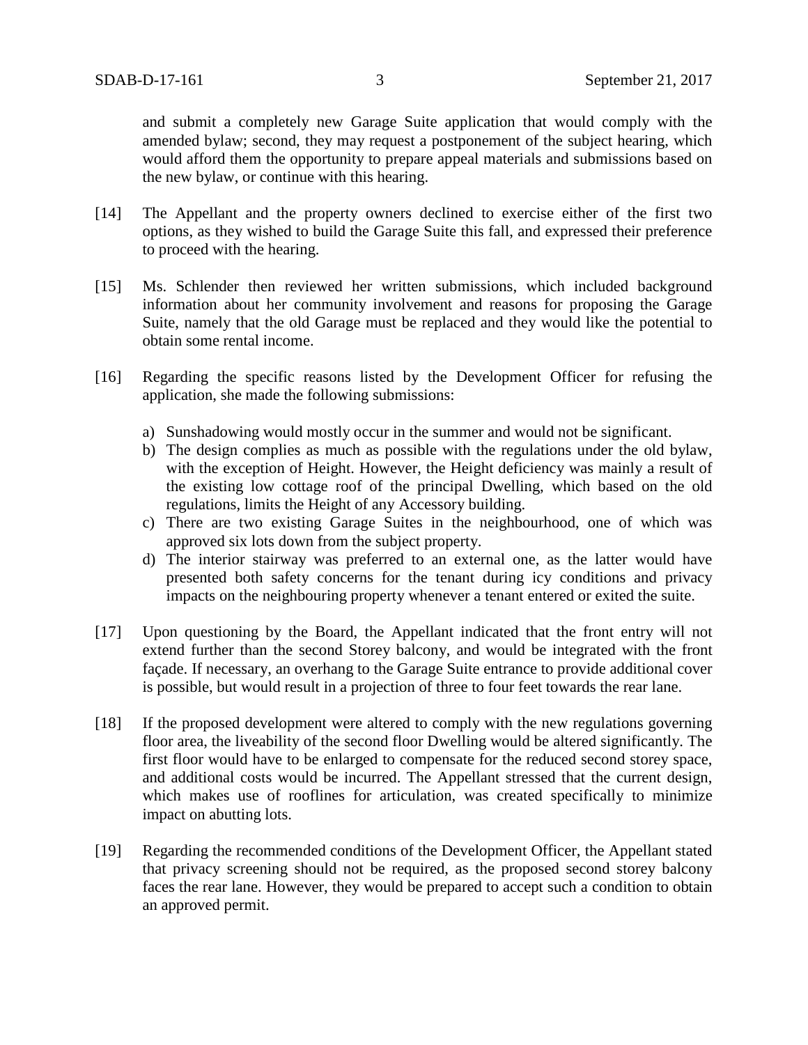and submit a completely new Garage Suite application that would comply with the amended bylaw; second, they may request a postponement of the subject hearing, which would afford them the opportunity to prepare appeal materials and submissions based on the new bylaw, or continue with this hearing.

[14] The Appellant and the property owners declined to exercise either of the first two options, as they wished to build the Garage Suite this fall, and expressed their preference to proceed with the hearing.

[15] Ms. Schlender then reviewed her written submissions, which included background information about her community involvement and reasons for proposing the Garage Suite, namely that the old Garage must be replaced and they would like the potential to obtain some rental income.

[16] Regarding the specific reasons listed by the Development Officer for refusing the application, she made the following submissions:

a) Sunshadowing would mostly occur in the summer and would not be significant.
b) The design complies as much as possible with the regulations under the old bylaw, with the exception of Height. However, the Height deficiency was mainly a result of the existing low cottage roof of the principal Dwelling, which based on the old regulations, limits the Height of any Accessory building.
c) There are two existing Garage Suites in the neighbourhood, one of which was approved six lots down from the subject property.
d) The interior stairway was preferred to an external one, as the latter would have presented both safety concerns for the tenant during icy conditions and privacy impacts on the neighbouring property whenever a tenant entered or exited the suite.

[17] Upon questioning by the Board, the Appellant indicated that the front entry will not extend further than the second Storey balcony, and would be integrated with the front façade. If necessary, an overhang to the Garage Suite entrance to provide additional cover is possible, but would result in a projection of three to four feet towards the rear lane.

[18] If the proposed development were altered to comply with the new regulations governing floor area, the liveability of the second floor Dwelling would be altered significantly. The first floor would have to be enlarged to compensate for the reduced second storey space, and additional costs would be incurred. The Appellant stressed that the current design, which makes use of rooflines for articulation, was created specifically to minimize impact on abutting lots.

[19] Regarding the recommended conditions of the Development Officer, the Appellant stated that privacy screening should not be required, as the proposed second storey balcony faces the rear lane. However, they would be prepared to accept such a condition to obtain an approved permit.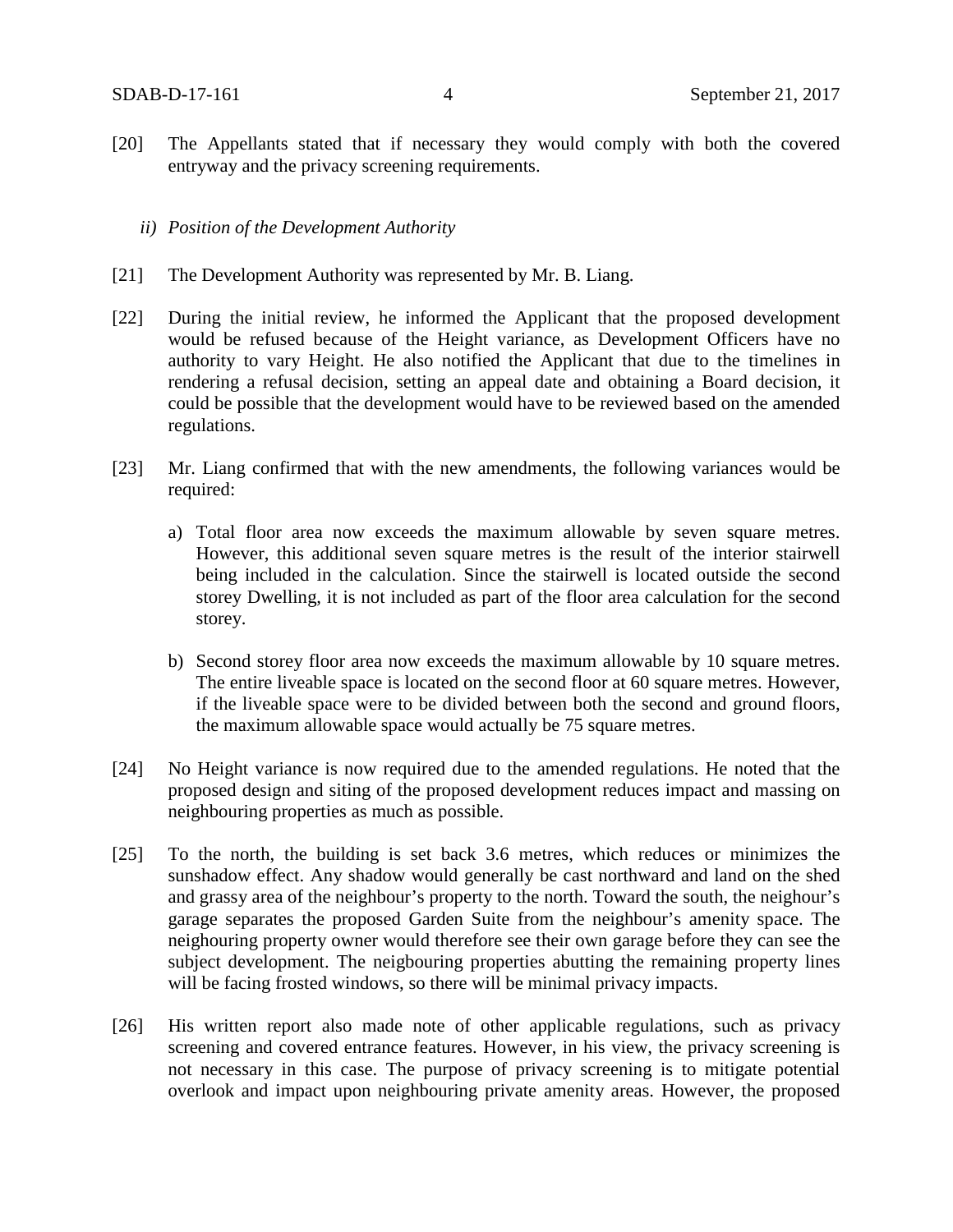[20] The Appellants stated that if necessary they would comply with both the covered entryway and the privacy screening requirements.

*ii) Position of the Development Authority*

[21] The Development Authority was represented by Mr. B. Liang.

[22] During the initial review, he informed the Applicant that the proposed development would be refused because of the Height variance, as Development Officers have no authority to vary Height. He also notified the Applicant that due to the timelines in rendering a refusal decision, setting an appeal date and obtaining a Board decision, it could be possible that the development would have to be reviewed based on the amended regulations.

[23] Mr. Liang confirmed that with the new amendments, the following variances would be required:

a) Total floor area now exceeds the maximum allowable by seven square metres. However, this additional seven square metres is the result of the interior stairwell being included in the calculation. Since the stairwell is located outside the second storey Dwelling, it is not included as part of the floor area calculation for the second storey.

b) Second storey floor area now exceeds the maximum allowable by 10 square metres. The entire liveable space is located on the second floor at 60 square metres. However, if the liveable space were to be divided between both the second and ground floors, the maximum allowable space would actually be 75 square metres.

[24] No Height variance is now required due to the amended regulations. He noted that the proposed design and siting of the proposed development reduces impact and massing on neighbouring properties as much as possible.

[25] To the north, the building is set back 3.6 metres, which reduces or minimizes the sunshadow effect. Any shadow would generally be cast northward and land on the shed and grassy area of the neighbour's property to the north. Toward the south, the neighour's garage separates the proposed Garden Suite from the neighbour's amenity space. The neighouring property owner would therefore see their own garage before they can see the subject development. The neigbouring properties abutting the remaining property lines will be facing frosted windows, so there will be minimal privacy impacts.

[26] His written report also made note of other applicable regulations, such as privacy screening and covered entrance features. However, in his view, the privacy screening is not necessary in this case. The purpose of privacy screening is to mitigate potential overlook and impact upon neighbouring private amenity areas. However, the proposed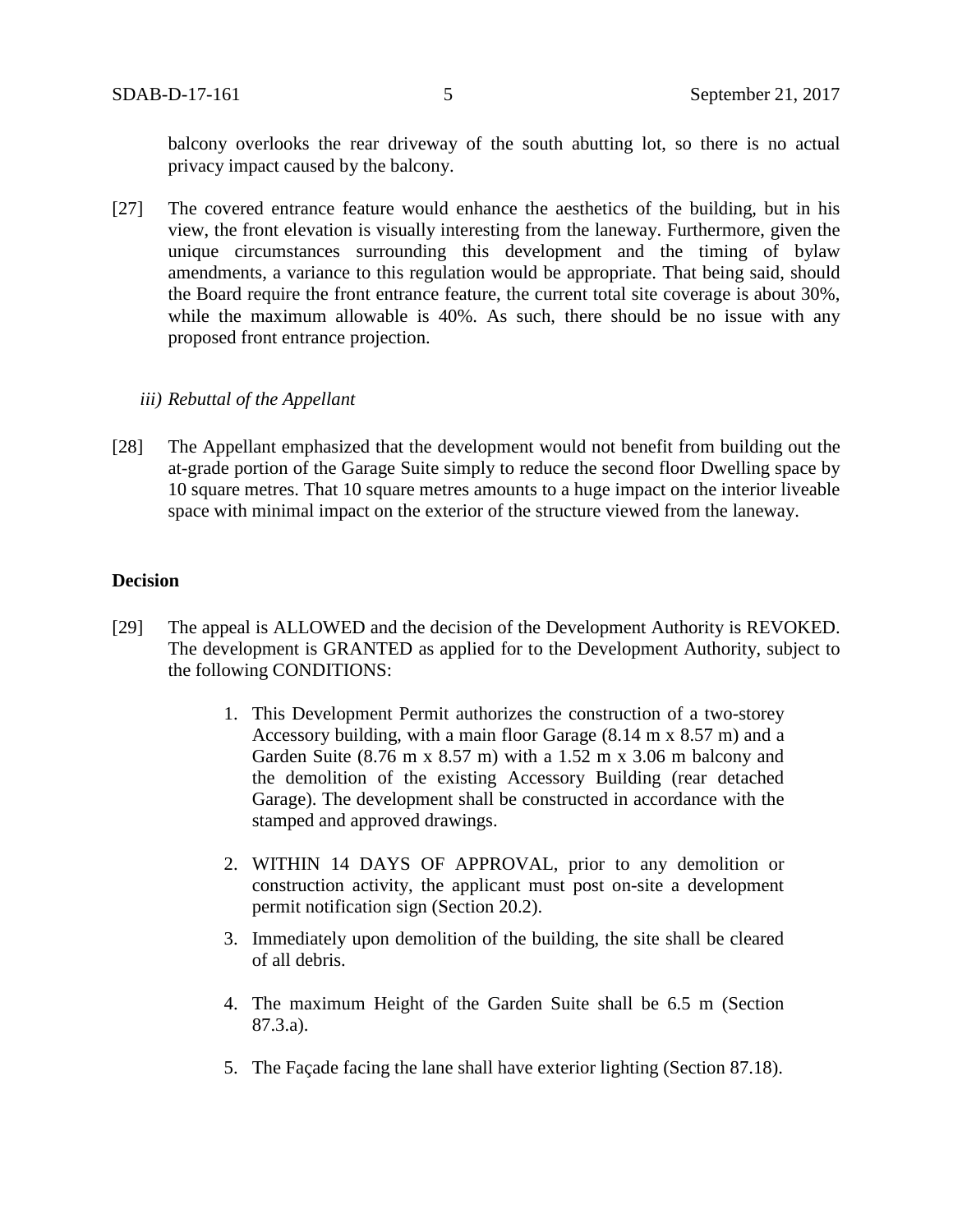balcony overlooks the rear driveway of the south abutting lot, so there is no actual privacy impact caused by the balcony.

[27] The covered entrance feature would enhance the aesthetics of the building, but in his view, the front elevation is visually interesting from the laneway. Furthermore, given the unique circumstances surrounding this development and the timing of bylaw amendments, a variance to this regulation would be appropriate. That being said, should the Board require the front entrance feature, the current total site coverage is about 30%, while the maximum allowable is 40%. As such, there should be no issue with any proposed front entrance projection.

*iii) Rebuttal of the Appellant*

[28] The Appellant emphasized that the development would not benefit from building out the at-grade portion of the Garage Suite simply to reduce the second floor Dwelling space by 10 square metres. That 10 square metres amounts to a huge impact on the interior liveable space with minimal impact on the exterior of the structure viewed from the laneway.

**Decision**

[29] The appeal is ALLOWED and the decision of the Development Authority is REVOKED. The development is GRANTED as applied for to the Development Authority, subject to the following CONDITIONS:

1. This Development Permit authorizes the construction of a two-storey Accessory building, with a main floor Garage (8.14 m x 8.57 m) and a Garden Suite (8.76 m x 8.57 m) with a 1.52 m x 3.06 m balcony and the demolition of the existing Accessory Building (rear detached Garage). The development shall be constructed in accordance with the stamped and approved drawings.

2. WITHIN 14 DAYS OF APPROVAL, prior to any demolition or construction activity, the applicant must post on-site a development permit notification sign (Section 20.2).

3. Immediately upon demolition of the building, the site shall be cleared of all debris.

4. The maximum Height of the Garden Suite shall be 6.5 m (Section 87.3.a).

5. The Façade facing the lane shall have exterior lighting (Section 87.18).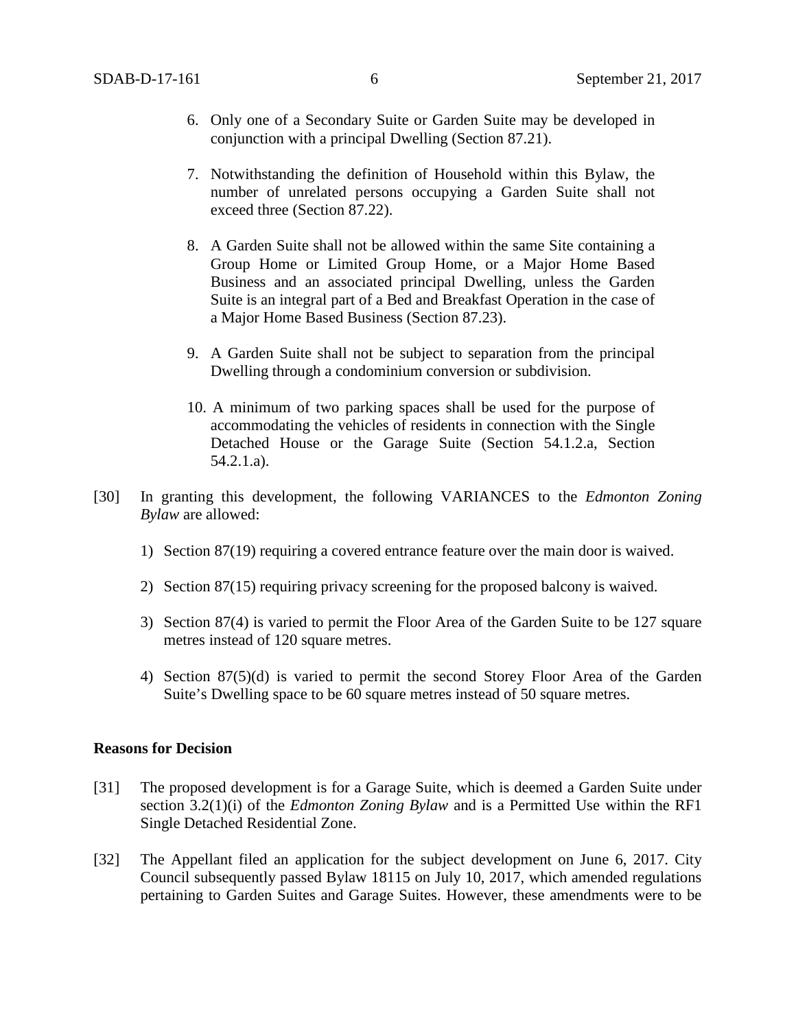6. Only one of a Secondary Suite or Garden Suite may be developed in conjunction with a principal Dwelling (Section 87.21).

7. Notwithstanding the definition of Household within this Bylaw, the number of unrelated persons occupying a Garden Suite shall not exceed three (Section 87.22).

8. A Garden Suite shall not be allowed within the same Site containing a Group Home or Limited Group Home, or a Major Home Based Business and an associated principal Dwelling, unless the Garden Suite is an integral part of a Bed and Breakfast Operation in the case of a Major Home Based Business (Section 87.23).

9. A Garden Suite shall not be subject to separation from the principal Dwelling through a condominium conversion or subdivision.

10. A minimum of two parking spaces shall be used for the purpose of accommodating the vehicles of residents in connection with the Single Detached House or the Garage Suite (Section 54.1.2.a, Section 54.2.1.a).

[30] In granting this development, the following VARIANCES to the *Edmonton Zoning Bylaw* are allowed:

1) Section 87(19) requiring a covered entrance feature over the main door is waived.

2) Section 87(15) requiring privacy screening for the proposed balcony is waived.

3) Section 87(4) is varied to permit the Floor Area of the Garden Suite to be 127 square metres instead of 120 square metres.

4) Section 87(5)(d) is varied to permit the second Storey Floor Area of the Garden Suite's Dwelling space to be 60 square metres instead of 50 square metres.

**Reasons for Decision**

[31] The proposed development is for a Garage Suite, which is deemed a Garden Suite under section 3.2(1)(i) of the *Edmonton Zoning Bylaw* and is a Permitted Use within the RF1 Single Detached Residential Zone.

[32] The Appellant filed an application for the subject development on June 6, 2017. City Council subsequently passed Bylaw 18115 on July 10, 2017, which amended regulations pertaining to Garden Suites and Garage Suites. However, these amendments were to be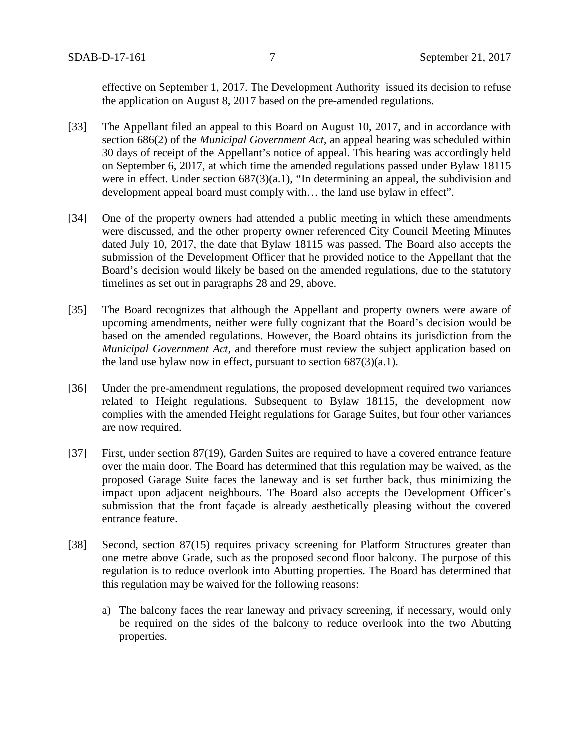effective on September 1, 2017. The Development Authority issued its decision to refuse the application on August 8, 2017 based on the pre-amended regulations.

[33] The Appellant filed an appeal to this Board on August 10, 2017, and in accordance with section 686(2) of the *Municipal Government Act,* an appeal hearing was scheduled within 30 days of receipt of the Appellant's notice of appeal. This hearing was accordingly held on September 6, 2017, at which time the amended regulations passed under Bylaw 18115 were in effect. Under section 687(3)(a.1), "In determining an appeal, the subdivision and development appeal board must comply with… the land use bylaw in effect".

[34] One of the property owners had attended a public meeting in which these amendments were discussed, and the other property owner referenced City Council Meeting Minutes dated July 10, 2017, the date that Bylaw 18115 was passed. The Board also accepts the submission of the Development Officer that he provided notice to the Appellant that the Board's decision would likely be based on the amended regulations, due to the statutory timelines as set out in paragraphs 28 and 29, above.

[35] The Board recognizes that although the Appellant and property owners were aware of upcoming amendments, neither were fully cognizant that the Board's decision would be based on the amended regulations. However, the Board obtains its jurisdiction from the *Municipal Government Act,* and therefore must review the subject application based on the land use bylaw now in effect, pursuant to section 687(3)(a.1).

[36] Under the pre-amendment regulations, the proposed development required two variances related to Height regulations. Subsequent to Bylaw 18115, the development now complies with the amended Height regulations for Garage Suites, but four other variances are now required.

[37] First, under section 87(19), Garden Suites are required to have a covered entrance feature over the main door. The Board has determined that this regulation may be waived, as the proposed Garage Suite faces the laneway and is set further back, thus minimizing the impact upon adjacent neighbours. The Board also accepts the Development Officer's submission that the front façade is already aesthetically pleasing without the covered entrance feature.

[38] Second, section 87(15) requires privacy screening for Platform Structures greater than one metre above Grade, such as the proposed second floor balcony. The purpose of this regulation is to reduce overlook into Abutting properties. The Board has determined that this regulation may be waived for the following reasons:

a) The balcony faces the rear laneway and privacy screening, if necessary, would only be required on the sides of the balcony to reduce overlook into the two Abutting properties.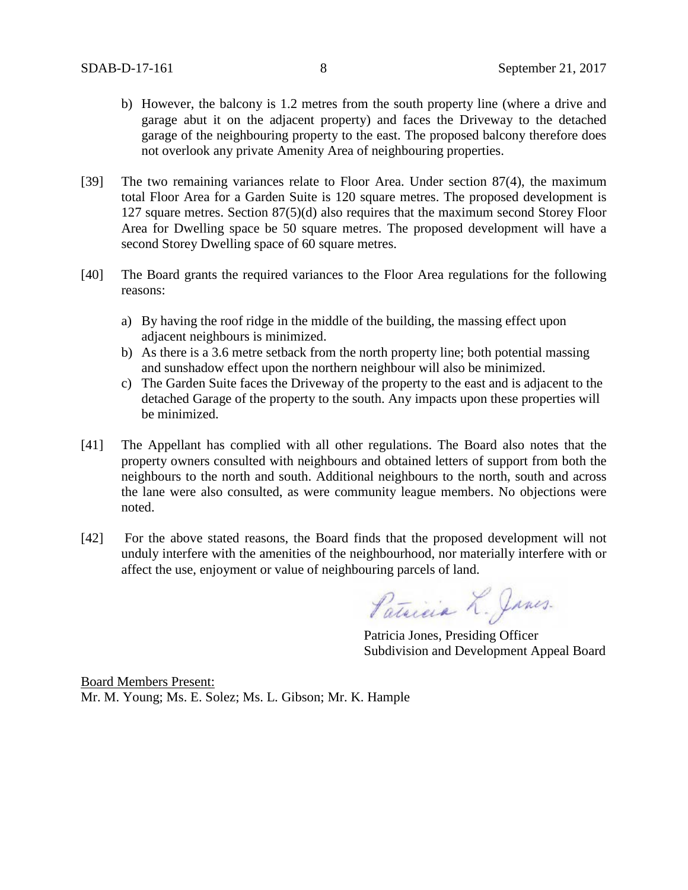b) However, the balcony is 1.2 metres from the south property line (where a drive and garage abut it on the adjacent property) and faces the Driveway to the detached garage of the neighbouring property to the east. The proposed balcony therefore does not overlook any private Amenity Area of neighbouring properties.

[39] The two remaining variances relate to Floor Area. Under section 87(4), the maximum total Floor Area for a Garden Suite is 120 square metres. The proposed development is 127 square metres. Section 87(5)(d) also requires that the maximum second Storey Floor Area for Dwelling space be 50 square metres. The proposed development will have a second Storey Dwelling space of 60 square metres.

[40] The Board grants the required variances to the Floor Area regulations for the following reasons:

a) By having the roof ridge in the middle of the building, the massing effect upon adjacent neighbours is minimized.
b) As there is a 3.6 metre setback from the north property line; both potential massing and sunshadow effect upon the northern neighbour will also be minimized.
c) The Garden Suite faces the Driveway of the property to the east and is adjacent to the detached Garage of the property to the south. Any impacts upon these properties will be minimized.

[41] The Appellant has complied with all other regulations. The Board also notes that the property owners consulted with neighbours and obtained letters of support from both the neighbours to the north and south. Additional neighbours to the north, south and across the lane were also consulted, as were community league members. No objections were noted.

[42] For the above stated reasons, the Board finds that the proposed development will not unduly interfere with the amenities of the neighbourhood, nor materially interfere with or affect the use, enjoyment or value of neighbouring parcels of land.

Patricia L. Jones.

Patricia Jones, Presiding Officer
Subdivision and Development Appeal Board

Board Members Present:
Mr. M. Young; Ms. E. Solez; Ms. L. Gibson; Mr. K. Hample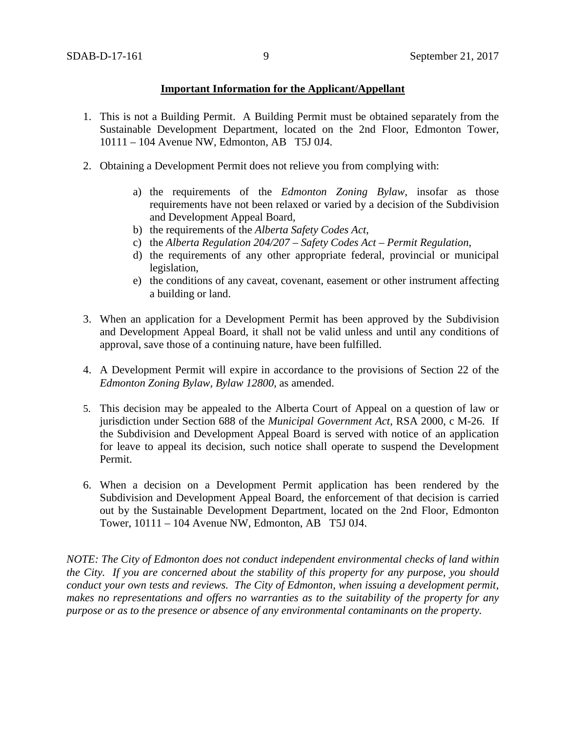**Important Information for the Applicant/Appellant**

1. This is not a Building Permit. A Building Permit must be obtained separately from the Sustainable Development Department, located on the 2nd Floor, Edmonton Tower, 10111 – 104 Avenue NW, Edmonton, AB T5J 0J4.

2. Obtaining a Development Permit does not relieve you from complying with:

    a) the requirements of the *Edmonton Zoning Bylaw*, insofar as those requirements have not been relaxed or varied by a decision of the Subdivision and Development Appeal Board,
    b) the requirements of the *Alberta Safety Codes Act*,
    c) the *Alberta Regulation 204/207 – Safety Codes Act – Permit Regulation*,
    d) the requirements of any other appropriate federal, provincial or municipal legislation,
    e) the conditions of any caveat, covenant, easement or other instrument affecting a building or land.

3. When an application for a Development Permit has been approved by the Subdivision and Development Appeal Board, it shall not be valid unless and until any conditions of approval, save those of a continuing nature, have been fulfilled.

4. A Development Permit will expire in accordance to the provisions of Section 22 of the *Edmonton Zoning Bylaw, Bylaw 12800*, as amended.

5. This decision may be appealed to the Alberta Court of Appeal on a question of law or jurisdiction under Section 688 of the *Municipal Government Act*, RSA 2000, c M-26. If the Subdivision and Development Appeal Board is served with notice of an application for leave to appeal its decision, such notice shall operate to suspend the Development Permit.

6. When a decision on a Development Permit application has been rendered by the Subdivision and Development Appeal Board, the enforcement of that decision is carried out by the Sustainable Development Department, located on the 2nd Floor, Edmonton Tower, 10111 – 104 Avenue NW, Edmonton, AB T5J 0J4.

*NOTE: The City of Edmonton does not conduct independent environmental checks of land within the City. If you are concerned about the stability of this property for any purpose, you should conduct your own tests and reviews. The City of Edmonton, when issuing a development permit, makes no representations and offers no warranties as to the suitability of the property for any purpose or as to the presence or absence of any environmental contaminants on the property.*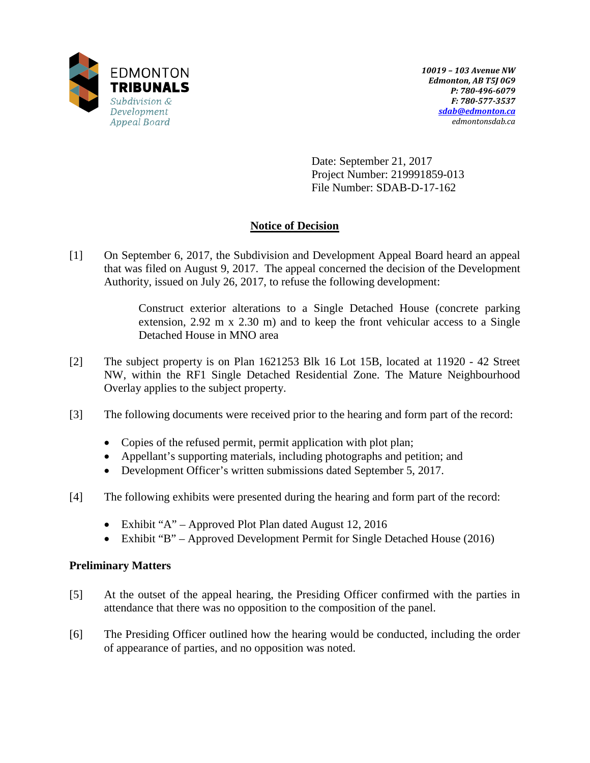EDMONTON
**TRIBUNALS**
*Subdivision & Development Appeal Board*

***10019 – 103 Avenue NW***
***Edmonton, AB T5J 0G9***
***P: 780-496-6079***
***F: 780-577-3537***
***sdab@edmonton.ca***
*edmontonsdab.ca*

Date: September 21, 2017
Project Number: 219991859-013
File Number: SDAB-D-17-162

## Notice of Decision

[1] On September 6, 2017, the Subdivision and Development Appeal Board heard an appeal that was filed on August 9, 2017. The appeal concerned the decision of the Development Authority, issued on July 26, 2017, to refuse the following development:

> Construct exterior alterations to a Single Detached House (concrete parking extension, 2.92 m x 2.30 m) and to keep the front vehicular access to a Single Detached House in MNO area

[2] The subject property is on Plan 1621253 Blk 16 Lot 15B, located at 11920 - 42 Street NW, within the RF1 Single Detached Residential Zone. The Mature Neighbourhood Overlay applies to the subject property.

[3] The following documents were received prior to the hearing and form part of the record:

- Copies of the refused permit, permit application with plot plan;
- Appellant's supporting materials, including photographs and petition; and
- Development Officer's written submissions dated September 5, 2017.

[4] The following exhibits were presented during the hearing and form part of the record:

- Exhibit "A" – Approved Plot Plan dated August 12, 2016
- Exhibit "B" – Approved Development Permit for Single Detached House (2016)

### Preliminary Matters

[5] At the outset of the appeal hearing, the Presiding Officer confirmed with the parties in attendance that there was no opposition to the composition of the panel.

[6] The Presiding Officer outlined how the hearing would be conducted, including the order of appearance of parties, and no opposition was noted.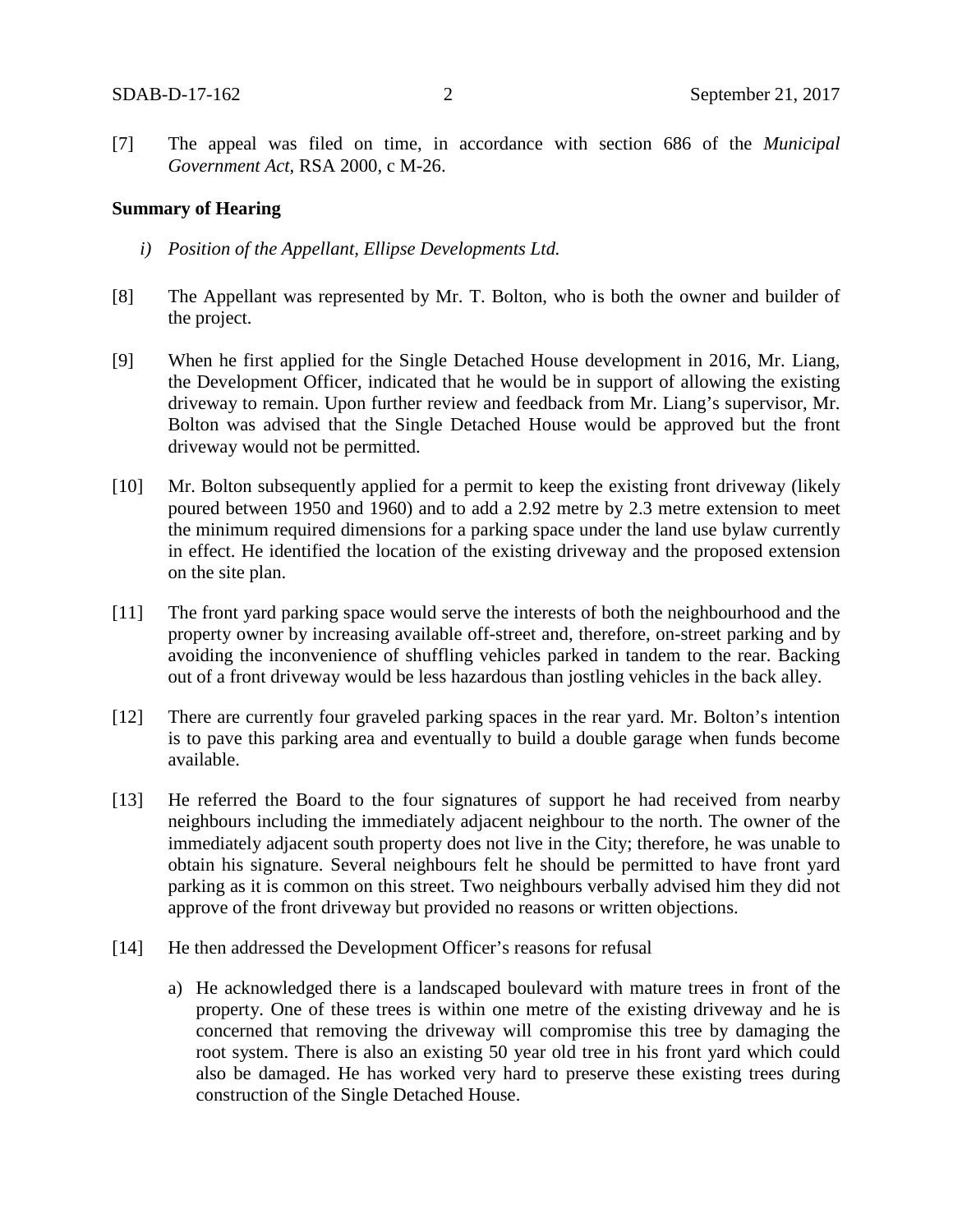[7] The appeal was filed on time, in accordance with section 686 of the *Municipal Government Act*, RSA 2000, c M-26.

**Summary of Hearing**

*i) Position of the Appellant, Ellipse Developments Ltd.*

[8] The Appellant was represented by Mr. T. Bolton, who is both the owner and builder of the project.

[9] When he first applied for the Single Detached House development in 2016, Mr. Liang, the Development Officer, indicated that he would be in support of allowing the existing driveway to remain. Upon further review and feedback from Mr. Liang's supervisor, Mr. Bolton was advised that the Single Detached House would be approved but the front driveway would not be permitted.

[10] Mr. Bolton subsequently applied for a permit to keep the existing front driveway (likely poured between 1950 and 1960) and to add a 2.92 metre by 2.3 metre extension to meet the minimum required dimensions for a parking space under the land use bylaw currently in effect. He identified the location of the existing driveway and the proposed extension on the site plan.

[11] The front yard parking space would serve the interests of both the neighbourhood and the property owner by increasing available off-street and, therefore, on-street parking and by avoiding the inconvenience of shuffling vehicles parked in tandem to the rear. Backing out of a front driveway would be less hazardous than jostling vehicles in the back alley.

[12] There are currently four graveled parking spaces in the rear yard. Mr. Bolton's intention is to pave this parking area and eventually to build a double garage when funds become available.

[13] He referred the Board to the four signatures of support he had received from nearby neighbours including the immediately adjacent neighbour to the north. The owner of the immediately adjacent south property does not live in the City; therefore, he was unable to obtain his signature. Several neighbours felt he should be permitted to have front yard parking as it is common on this street. Two neighbours verbally advised him they did not approve of the front driveway but provided no reasons or written objections.

[14] He then addressed the Development Officer's reasons for refusal

a) He acknowledged there is a landscaped boulevard with mature trees in front of the property. One of these trees is within one metre of the existing driveway and he is concerned that removing the driveway will compromise this tree by damaging the root system. There is also an existing 50 year old tree in his front yard which could also be damaged. He has worked very hard to preserve these existing trees during construction of the Single Detached House.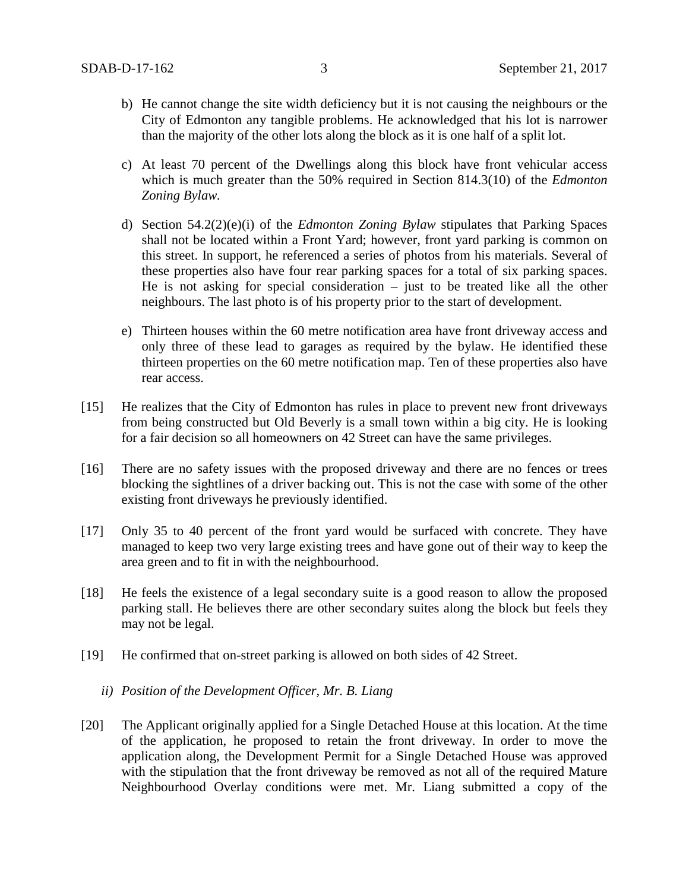b) He cannot change the site width deficiency but it is not causing the neighbours or the City of Edmonton any tangible problems. He acknowledged that his lot is narrower than the majority of the other lots along the block as it is one half of a split lot.

c) At least 70 percent of the Dwellings along this block have front vehicular access which is much greater than the 50% required in Section 814.3(10) of the *Edmonton Zoning Bylaw*.

d) Section 54.2(2)(e)(i) of the *Edmonton Zoning Bylaw* stipulates that Parking Spaces shall not be located within a Front Yard; however, front yard parking is common on this street. In support, he referenced a series of photos from his materials. Several of these properties also have four rear parking spaces for a total of six parking spaces. He is not asking for special consideration – just to be treated like all the other neighbours. The last photo is of his property prior to the start of development.

e) Thirteen houses within the 60 metre notification area have front driveway access and only three of these lead to garages as required by the bylaw. He identified these thirteen properties on the 60 metre notification map. Ten of these properties also have rear access.

[15] He realizes that the City of Edmonton has rules in place to prevent new front driveways from being constructed but Old Beverly is a small town within a big city. He is looking for a fair decision so all homeowners on 42 Street can have the same privileges.

[16] There are no safety issues with the proposed driveway and there are no fences or trees blocking the sightlines of a driver backing out. This is not the case with some of the other existing front driveways he previously identified.

[17] Only 35 to 40 percent of the front yard would be surfaced with concrete. They have managed to keep two very large existing trees and have gone out of their way to keep the area green and to fit in with the neighbourhood.

[18] He feels the existence of a legal secondary suite is a good reason to allow the proposed parking stall. He believes there are other secondary suites along the block but feels they may not be legal.

[19] He confirmed that on-street parking is allowed on both sides of 42 Street.

*ii) Position of the Development Officer, Mr. B. Liang*

[20] The Applicant originally applied for a Single Detached House at this location. At the time of the application, he proposed to retain the front driveway. In order to move the application along, the Development Permit for a Single Detached House was approved with the stipulation that the front driveway be removed as not all of the required Mature Neighbourhood Overlay conditions were met. Mr. Liang submitted a copy of the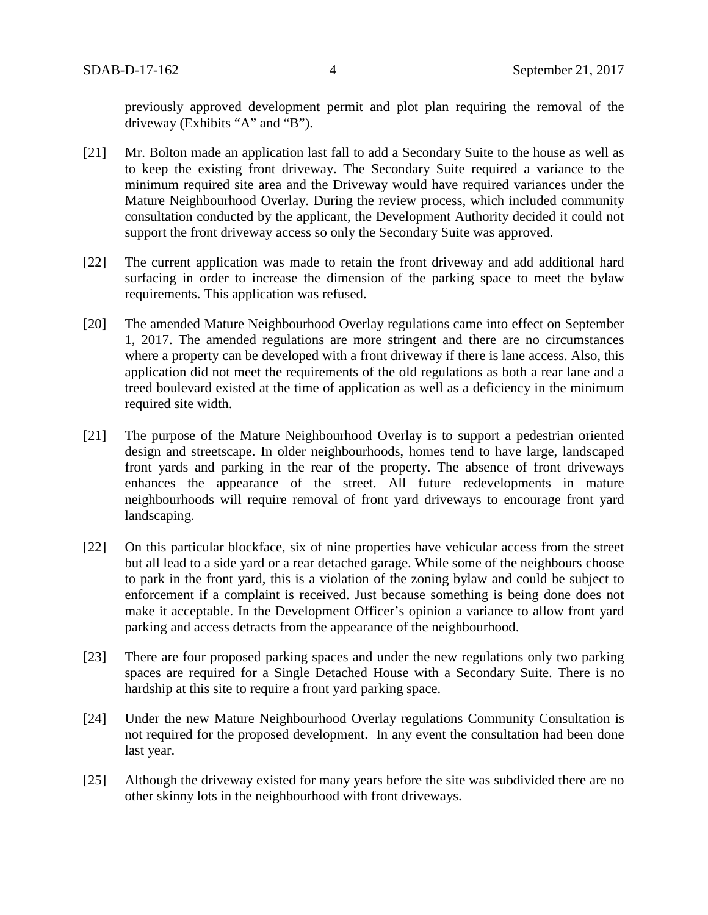previously approved development permit and plot plan requiring the removal of the driveway (Exhibits "A" and "B").

[21] Mr. Bolton made an application last fall to add a Secondary Suite to the house as well as to keep the existing front driveway. The Secondary Suite required a variance to the minimum required site area and the Driveway would have required variances under the Mature Neighbourhood Overlay. During the review process, which included community consultation conducted by the applicant, the Development Authority decided it could not support the front driveway access so only the Secondary Suite was approved.

[22] The current application was made to retain the front driveway and add additional hard surfacing in order to increase the dimension of the parking space to meet the bylaw requirements. This application was refused.

[20] The amended Mature Neighbourhood Overlay regulations came into effect on September 1, 2017. The amended regulations are more stringent and there are no circumstances where a property can be developed with a front driveway if there is lane access. Also, this application did not meet the requirements of the old regulations as both a rear lane and a treed boulevard existed at the time of application as well as a deficiency in the minimum required site width.

[21] The purpose of the Mature Neighbourhood Overlay is to support a pedestrian oriented design and streetscape. In older neighbourhoods, homes tend to have large, landscaped front yards and parking in the rear of the property. The absence of front driveways enhances the appearance of the street. All future redevelopments in mature neighbourhoods will require removal of front yard driveways to encourage front yard landscaping.

[22] On this particular blockface, six of nine properties have vehicular access from the street but all lead to a side yard or a rear detached garage. While some of the neighbours choose to park in the front yard, this is a violation of the zoning bylaw and could be subject to enforcement if a complaint is received. Just because something is being done does not make it acceptable. In the Development Officer's opinion a variance to allow front yard parking and access detracts from the appearance of the neighbourhood.

[23] There are four proposed parking spaces and under the new regulations only two parking spaces are required for a Single Detached House with a Secondary Suite. There is no hardship at this site to require a front yard parking space.

[24] Under the new Mature Neighbourhood Overlay regulations Community Consultation is not required for the proposed development. In any event the consultation had been done last year.

[25] Although the driveway existed for many years before the site was subdivided there are no other skinny lots in the neighbourhood with front driveways.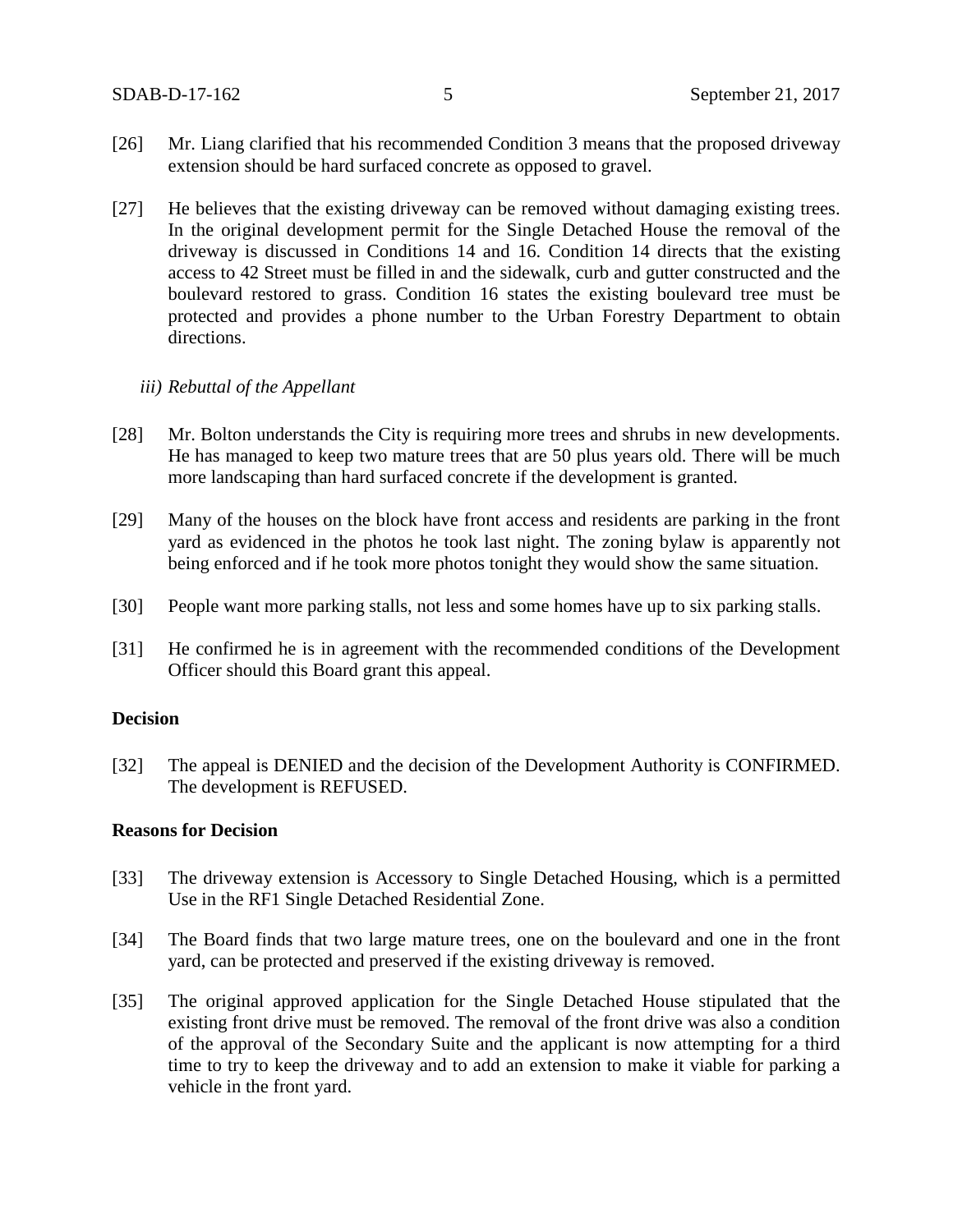[26] Mr. Liang clarified that his recommended Condition 3 means that the proposed driveway extension should be hard surfaced concrete as opposed to gravel.

[27] He believes that the existing driveway can be removed without damaging existing trees. In the original development permit for the Single Detached House the removal of the driveway is discussed in Conditions 14 and 16. Condition 14 directs that the existing access to 42 Street must be filled in and the sidewalk, curb and gutter constructed and the boulevard restored to grass. Condition 16 states the existing boulevard tree must be protected and provides a phone number to the Urban Forestry Department to obtain directions.

*iii) Rebuttal of the Appellant*

[28] Mr. Bolton understands the City is requiring more trees and shrubs in new developments. He has managed to keep two mature trees that are 50 plus years old. There will be much more landscaping than hard surfaced concrete if the development is granted.

[29] Many of the houses on the block have front access and residents are parking in the front yard as evidenced in the photos he took last night. The zoning bylaw is apparently not being enforced and if he took more photos tonight they would show the same situation.

[30] People want more parking stalls, not less and some homes have up to six parking stalls.

[31] He confirmed he is in agreement with the recommended conditions of the Development Officer should this Board grant this appeal.

**Decision**

[32] The appeal is DENIED and the decision of the Development Authority is CONFIRMED. The development is REFUSED.

**Reasons for Decision**

[33] The driveway extension is Accessory to Single Detached Housing, which is a permitted Use in the RF1 Single Detached Residential Zone.

[34] The Board finds that two large mature trees, one on the boulevard and one in the front yard, can be protected and preserved if the existing driveway is removed.

[35] The original approved application for the Single Detached House stipulated that the existing front drive must be removed. The removal of the front drive was also a condition of the approval of the Secondary Suite and the applicant is now attempting for a third time to try to keep the driveway and to add an extension to make it viable for parking a vehicle in the front yard.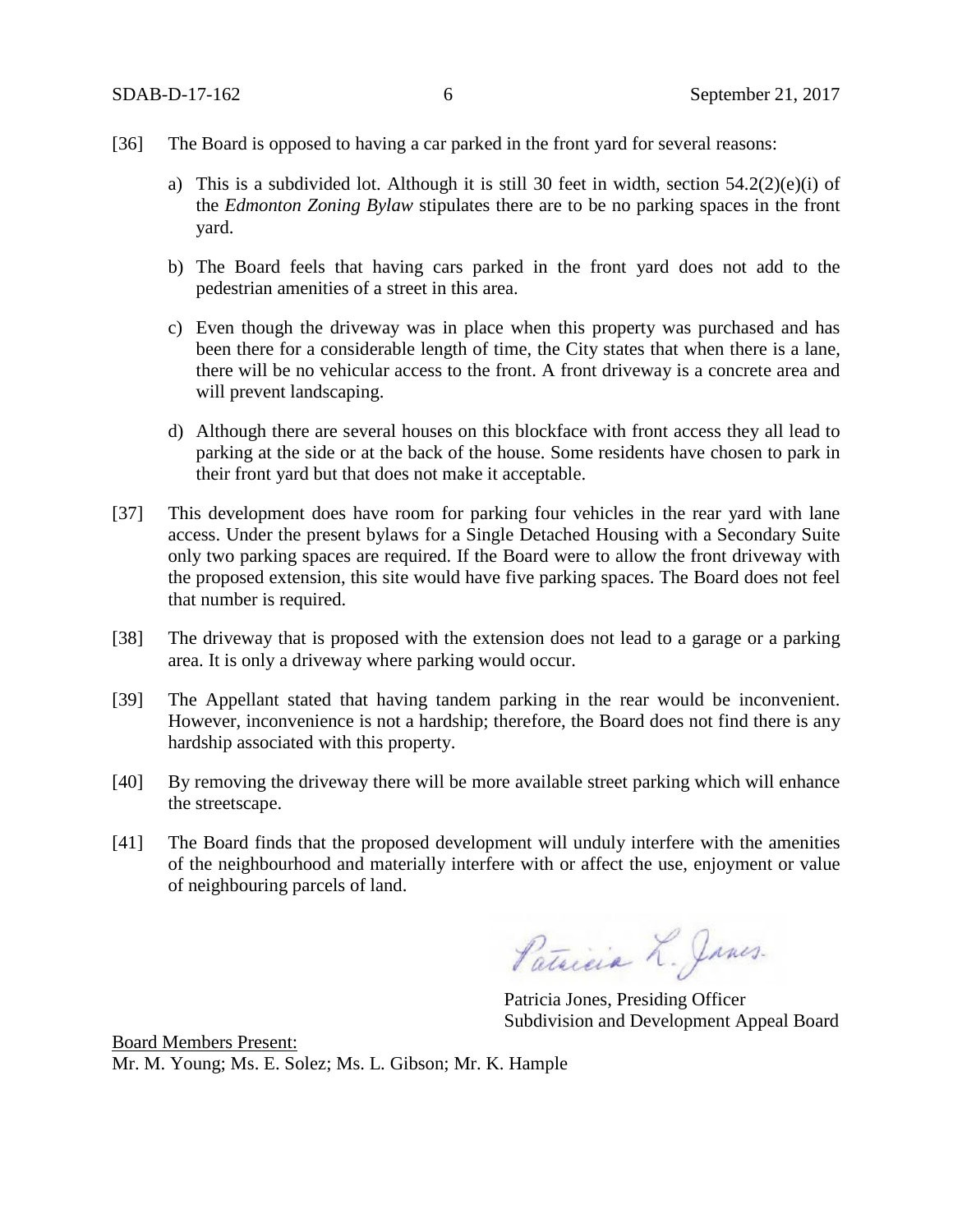[36] The Board is opposed to having a car parked in the front yard for several reasons:

a) This is a subdivided lot. Although it is still 30 feet in width, section 54.2(2)(e)(i) of the *Edmonton Zoning Bylaw* stipulates there are to be no parking spaces in the front yard.

b) The Board feels that having cars parked in the front yard does not add to the pedestrian amenities of a street in this area.

c) Even though the driveway was in place when this property was purchased and has been there for a considerable length of time, the City states that when there is a lane, there will be no vehicular access to the front. A front driveway is a concrete area and will prevent landscaping.

d) Although there are several houses on this blockface with front access they all lead to parking at the side or at the back of the house. Some residents have chosen to park in their front yard but that does not make it acceptable.

[37] This development does have room for parking four vehicles in the rear yard with lane access. Under the present bylaws for a Single Detached Housing with a Secondary Suite only two parking spaces are required. If the Board were to allow the front driveway with the proposed extension, this site would have five parking spaces. The Board does not feel that number is required.

[38] The driveway that is proposed with the extension does not lead to a garage or a parking area. It is only a driveway where parking would occur.

[39] The Appellant stated that having tandem parking in the rear would be inconvenient. However, inconvenience is not a hardship; therefore, the Board does not find there is any hardship associated with this property.

[40] By removing the driveway there will be more available street parking which will enhance the streetscape.

[41] The Board finds that the proposed development will unduly interfere with the amenities of the neighbourhood and materially interfere with or affect the use, enjoyment or value of neighbouring parcels of land.

Patricia L. Jones.

Patricia Jones, Presiding Officer
Subdivision and Development Appeal Board

Board Members Present:
Mr. M. Young; Ms. E. Solez; Ms. L. Gibson; Mr. K. Hample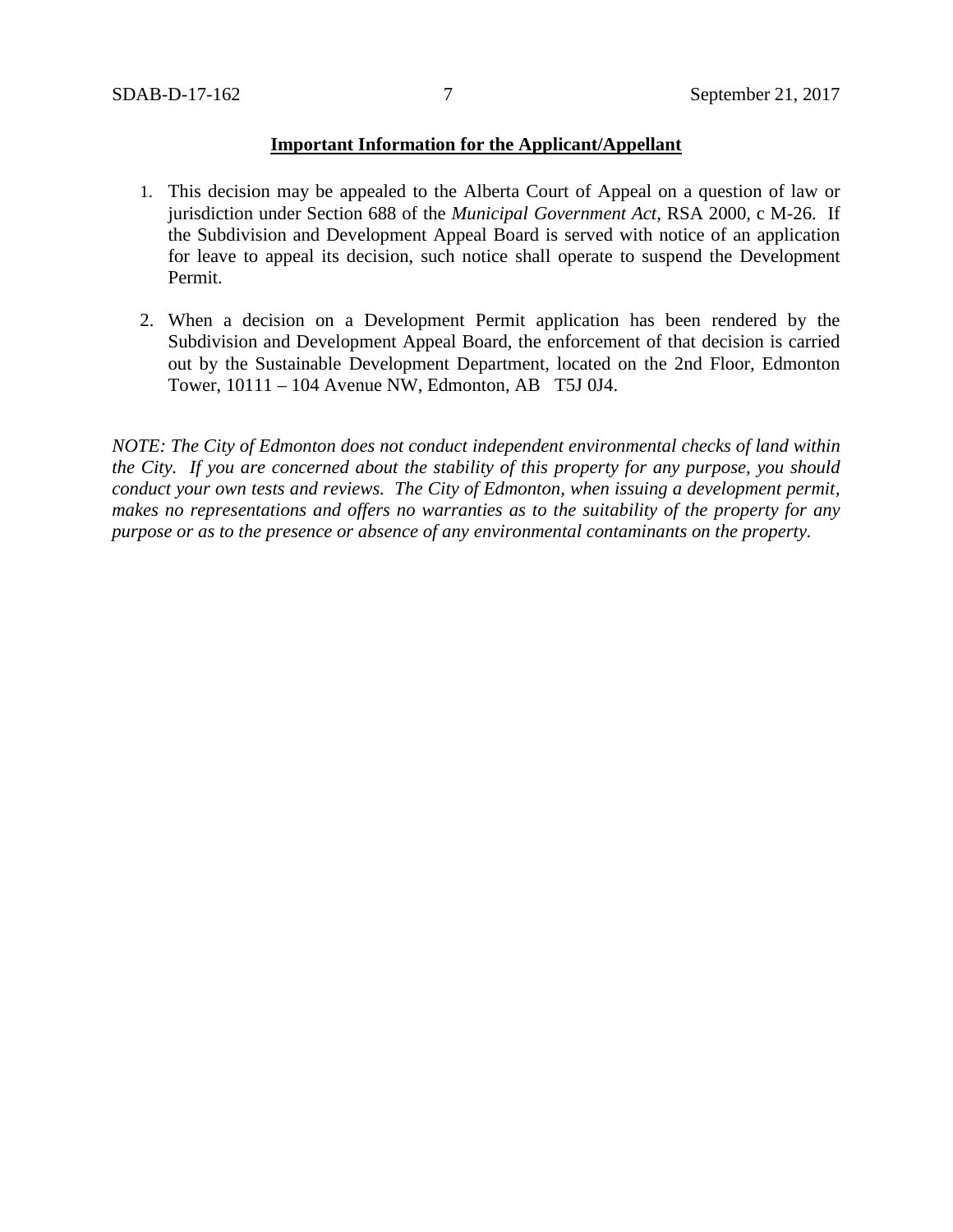**Important Information for the Applicant/Appellant**

1. This decision may be appealed to the Alberta Court of Appeal on a question of law or jurisdiction under Section 688 of the *Municipal Government Act*, RSA 2000, c M-26. If the Subdivision and Development Appeal Board is served with notice of an application for leave to appeal its decision, such notice shall operate to suspend the Development Permit.

2. When a decision on a Development Permit application has been rendered by the Subdivision and Development Appeal Board, the enforcement of that decision is carried out by the Sustainable Development Department, located on the 2nd Floor, Edmonton Tower, 10111 – 104 Avenue NW, Edmonton, AB T5J 0J4.

*NOTE: The City of Edmonton does not conduct independent environmental checks of land within the City. If you are concerned about the stability of this property for any purpose, you should conduct your own tests and reviews. The City of Edmonton, when issuing a development permit, makes no representations and offers no warranties as to the suitability of the property for any purpose or as to the presence or absence of any environmental contaminants on the property.*